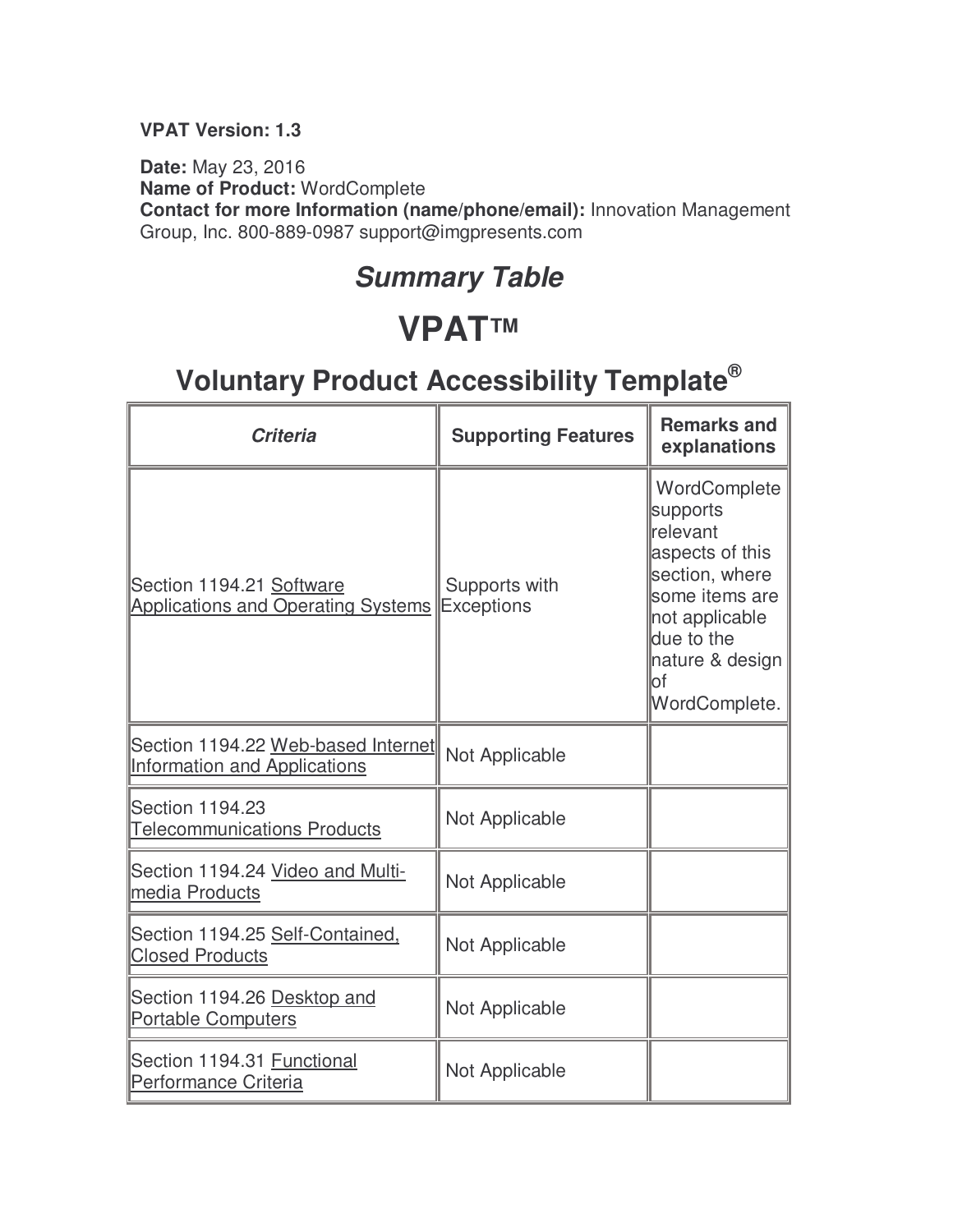**VPAT Version: 1.3**

**Date:** May 23, 2016
**Name of Product:** WordComplete
**Contact for more Information (name/phone/email):** Innovation Management Group, Inc. 800-889-0987 support@imgpresents.com

## *Summary Table*

# VPAT™

## Voluntary Product Accessibility Template®

| *Criteria* | Supporting Features | Remarks and explanations |
|---|---|---|
| Section 1194.21 Software Applications and Operating Systems | Supports with Exceptions | WordComplete supports relevant aspects of this section, where some items are not applicable due to the nature & design of WordComplete. |
| Section 1194.22 Web-based Internet Information and Applications | Not Applicable | |
| Section 1194.23 Telecommunications Products | Not Applicable | |
| Section 1194.24 Video and Multi-media Products | Not Applicable | |
| Section 1194.25 Self-Contained, Closed Products | Not Applicable | |
| Section 1194.26 Desktop and Portable Computers | Not Applicable | |
| Section 1194.31 Functional Performance Criteria | Not Applicable | |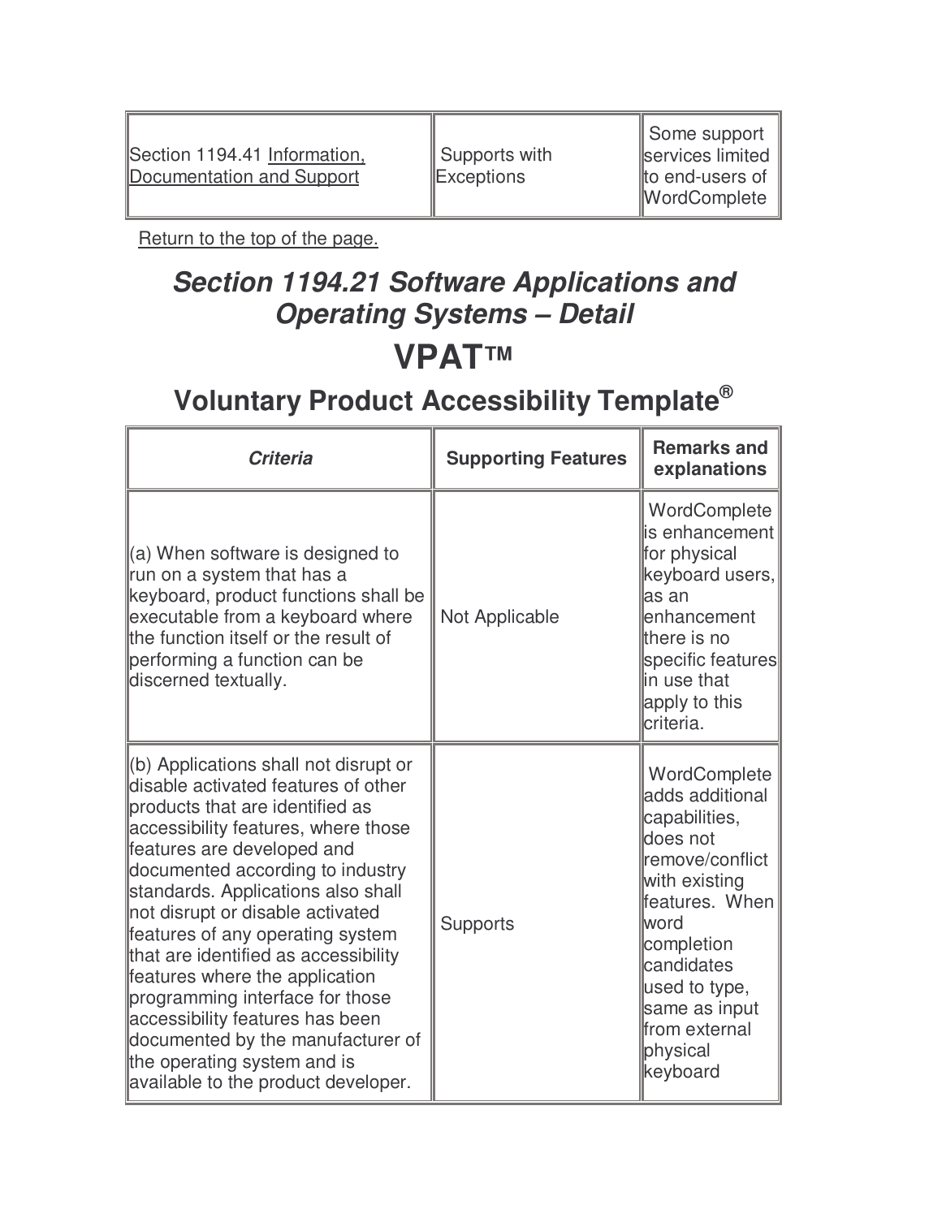| | | |
|---|---|---|
| Section 1194.41 Information, Documentation and Support | Supports with Exceptions | Some support services limited to end-users of WordComplete |

Return to the top of the page.

## *Section 1194.21 Software Applications and Operating Systems – Detail*

# VPAT™

## Voluntary Product Accessibility Template®

| *Criteria* | **Supporting Features** | **Remarks and explanations** |
|---|---|---|
| (a) When software is designed to run on a system that has a keyboard, product functions shall be executable from a keyboard where the function itself or the result of performing a function can be discerned textually. | Not Applicable | WordComplete is enhancement for physical keyboard users, as an enhancement there is no specific features in use that apply to this criteria. |
| (b) Applications shall not disrupt or disable activated features of other products that are identified as accessibility features, where those features are developed and documented according to industry standards. Applications also shall not disrupt or disable activated features of any operating system that are identified as accessibility features where the application programming interface for those accessibility features has been documented by the manufacturer of the operating system and is available to the product developer. | Supports | WordComplete adds additional capabilities, does not remove/conflict with existing features. When word completion candidates used to type, same as input from external physical keyboard |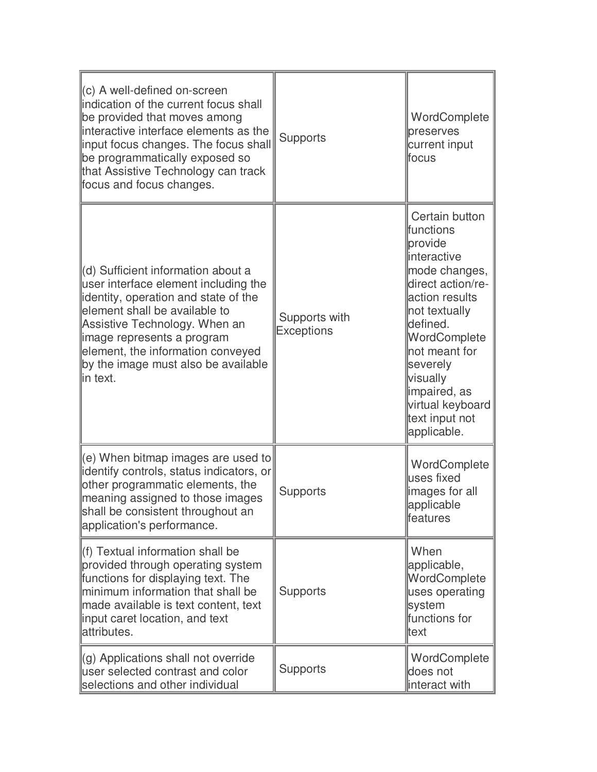| | | |
|---|---|---|
| (c) A well-defined on-screen indication of the current focus shall be provided that moves among interactive interface elements as the input focus changes. The focus shall be programmatically exposed so that Assistive Technology can track focus and focus changes. | Supports | WordComplete preserves current input focus |
| (d) Sufficient information about a user interface element including the identity, operation and state of the element shall be available to Assistive Technology. When an image represents a program element, the information conveyed by the image must also be available in text. | Supports with Exceptions | Certain button functions provide interactive mode changes, direct action/re-action results not textually defined. WordComplete not meant for severely visually impaired, as virtual keyboard text input not applicable. |
| (e) When bitmap images are used to identify controls, status indicators, or other programmatic elements, the meaning assigned to those images shall be consistent throughout an application's performance. | Supports | WordComplete uses fixed images for all applicable features |
| (f) Textual information shall be provided through operating system functions for displaying text. The minimum information that shall be made available is text content, text input caret location, and text attributes. | Supports | When applicable, WordComplete uses operating system functions for text |
| (g) Applications shall not override user selected contrast and color selections and other individual | Supports | WordComplete does not interact with |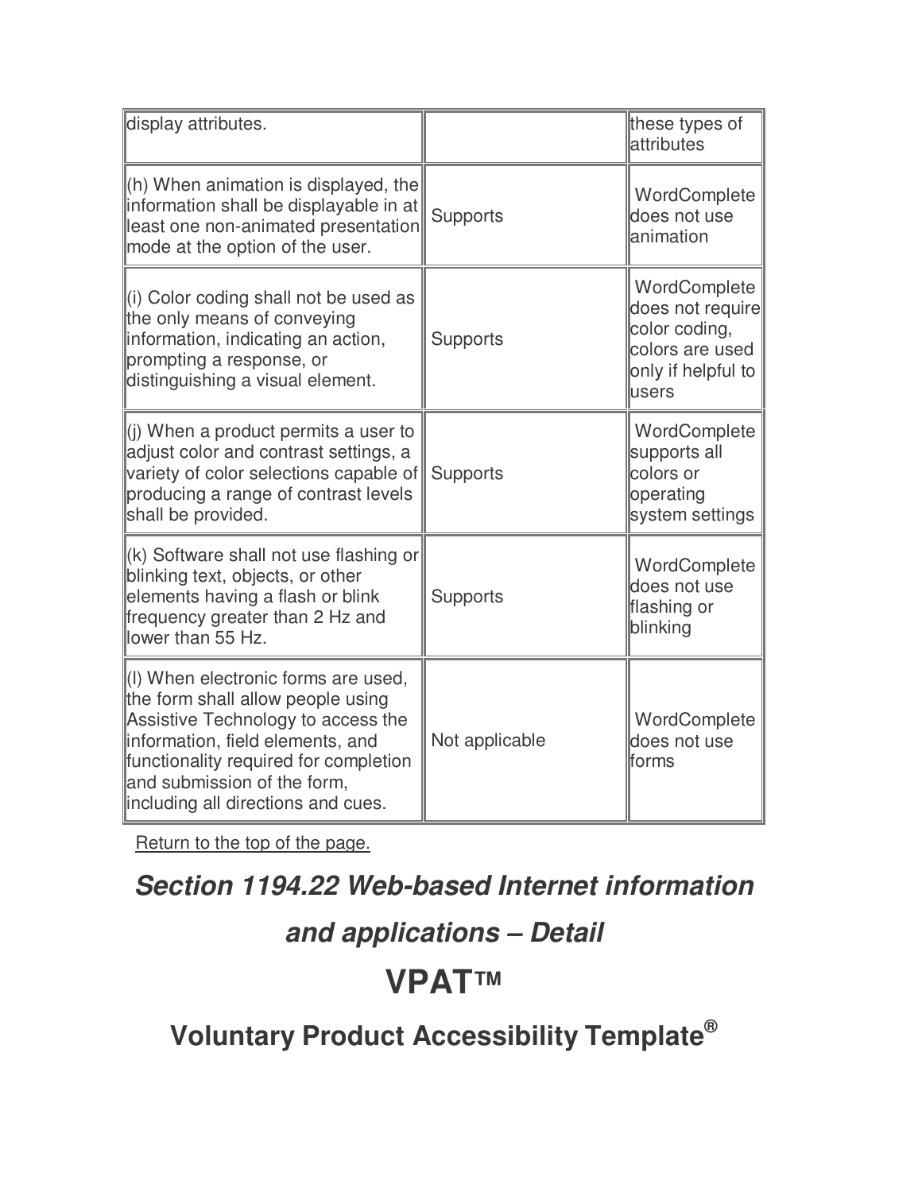| | | |
|---|---|---|
| display attributes. | | these types of attributes |
| (h) When animation is displayed, the information shall be displayable in at least one non-animated presentation mode at the option of the user. | Supports | WordComplete does not use animation |
| (i) Color coding shall not be used as the only means of conveying information, indicating an action, prompting a response, or distinguishing a visual element. | Supports | WordComplete does not require color coding, colors are used only if helpful to users |
| (j) When a product permits a user to adjust color and contrast settings, a variety of color selections capable of producing a range of contrast levels shall be provided. | Supports | WordComplete supports all colors or operating system settings |
| (k) Software shall not use flashing or blinking text, objects, or other elements having a flash or blink frequency greater than 2 Hz and lower than 55 Hz. | Supports | WordComplete does not use flashing or blinking |
| (l) When electronic forms are used, the form shall allow people using Assistive Technology to access the information, field elements, and functionality required for completion and submission of the form, including all directions and cues. | Not applicable | WordComplete does not use forms |

Return to the top of the page.

## *Section 1194.22 Web-based Internet information and applications – Detail*

# VPAT™

## Voluntary Product Accessibility Template®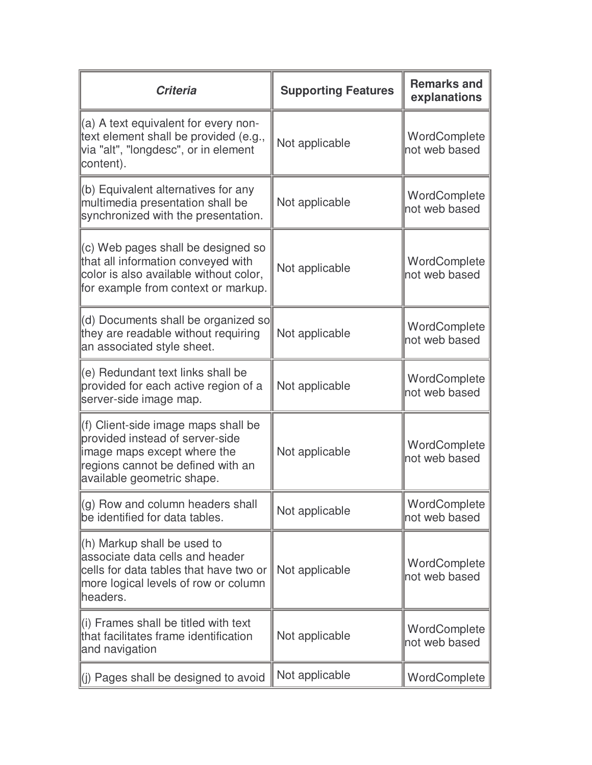| *Criteria* | Supporting Features | Remarks and explanations |
| --- | --- | --- |
| (a) A text equivalent for every non-text element shall be provided (e.g., via "alt", "longdesc", or in element content). | Not applicable | WordComplete not web based |
| (b) Equivalent alternatives for any multimedia presentation shall be synchronized with the presentation. | Not applicable | WordComplete not web based |
| (c) Web pages shall be designed so that all information conveyed with color is also available without color, for example from context or markup. | Not applicable | WordComplete not web based |
| (d) Documents shall be organized so they are readable without requiring an associated style sheet. | Not applicable | WordComplete not web based |
| (e) Redundant text links shall be provided for each active region of a server-side image map. | Not applicable | WordComplete not web based |
| (f) Client-side image maps shall be provided instead of server-side image maps except where the regions cannot be defined with an available geometric shape. | Not applicable | WordComplete not web based |
| (g) Row and column headers shall be identified for data tables. | Not applicable | WordComplete not web based |
| (h) Markup shall be used to associate data cells and header cells for data tables that have two or more logical levels of row or column headers. | Not applicable | WordComplete not web based |
| (i) Frames shall be titled with text that facilitates frame identification and navigation | Not applicable | WordComplete not web based |
| (j) Pages shall be designed to avoid | Not applicable | WordComplete |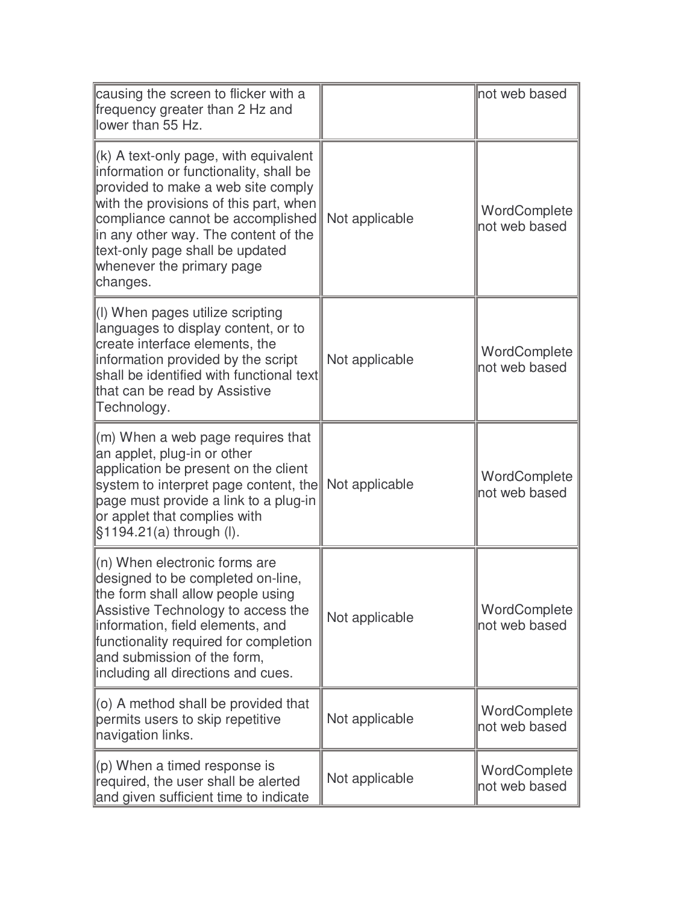| | | |
|---|---|---|
| causing the screen to flicker with a frequency greater than 2 Hz and lower than 55 Hz. | | not web based |
| (k) A text-only page, with equivalent information or functionality, shall be provided to make a web site comply with the provisions of this part, when compliance cannot be accomplished in any other way. The content of the text-only page shall be updated whenever the primary page changes. | Not applicable | WordComplete not web based |
| (l) When pages utilize scripting languages to display content, or to create interface elements, the information provided by the script shall be identified with functional text that can be read by Assistive Technology. | Not applicable | WordComplete not web based |
| (m) When a web page requires that an applet, plug-in or other application be present on the client system to interpret page content, the page must provide a link to a plug-in or applet that complies with §1194.21(a) through (l). | Not applicable | WordComplete not web based |
| (n) When electronic forms are designed to be completed on-line, the form shall allow people using Assistive Technology to access the information, field elements, and functionality required for completion and submission of the form, including all directions and cues. | Not applicable | WordComplete not web based |
| (o) A method shall be provided that permits users to skip repetitive navigation links. | Not applicable | WordComplete not web based |
| (p) When a timed response is required, the user shall be alerted and given sufficient time to indicate | Not applicable | WordComplete not web based |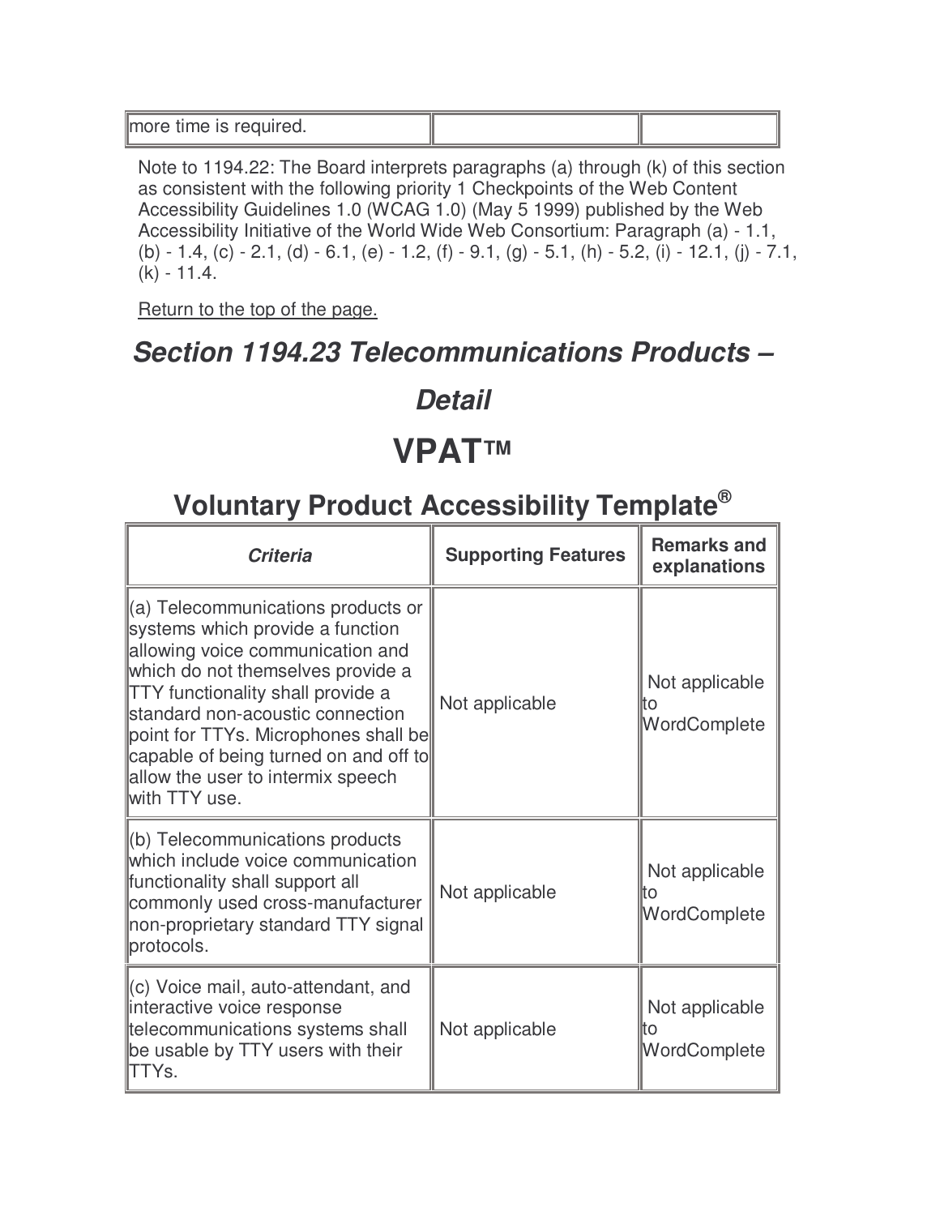| more time is required. | | |
|---|---|---|

Note to 1194.22: The Board interprets paragraphs (a) through (k) of this section as consistent with the following priority 1 Checkpoints of the Web Content Accessibility Guidelines 1.0 (WCAG 1.0) (May 5 1999) published by the Web Accessibility Initiative of the World Wide Web Consortium: Paragraph (a) - 1.1, (b) - 1.4, (c) - 2.1, (d) - 6.1, (e) - 1.2, (f) - 9.1, (g) - 5.1, (h) - 5.2, (i) - 12.1, (j) - 7.1, (k) - 11.4.

Return to the top of the page.

## *Section 1194.23 Telecommunications Products – Detail*

# VPAT™

## Voluntary Product Accessibility Template®

| *Criteria* | Supporting Features | Remarks and explanations |
|---|---|---|
| (a) Telecommunications products or systems which provide a function allowing voice communication and which do not themselves provide a TTY functionality shall provide a standard non-acoustic connection point for TTYs. Microphones shall be capable of being turned on and off to allow the user to intermix speech with TTY use. | Not applicable | Not applicable to WordComplete |
| (b) Telecommunications products which include voice communication functionality shall support all commonly used cross-manufacturer non-proprietary standard TTY signal protocols. | Not applicable | Not applicable to WordComplete |
| (c) Voice mail, auto-attendant, and interactive voice response telecommunications systems shall be usable by TTY users with their TTYs. | Not applicable | Not applicable to WordComplete |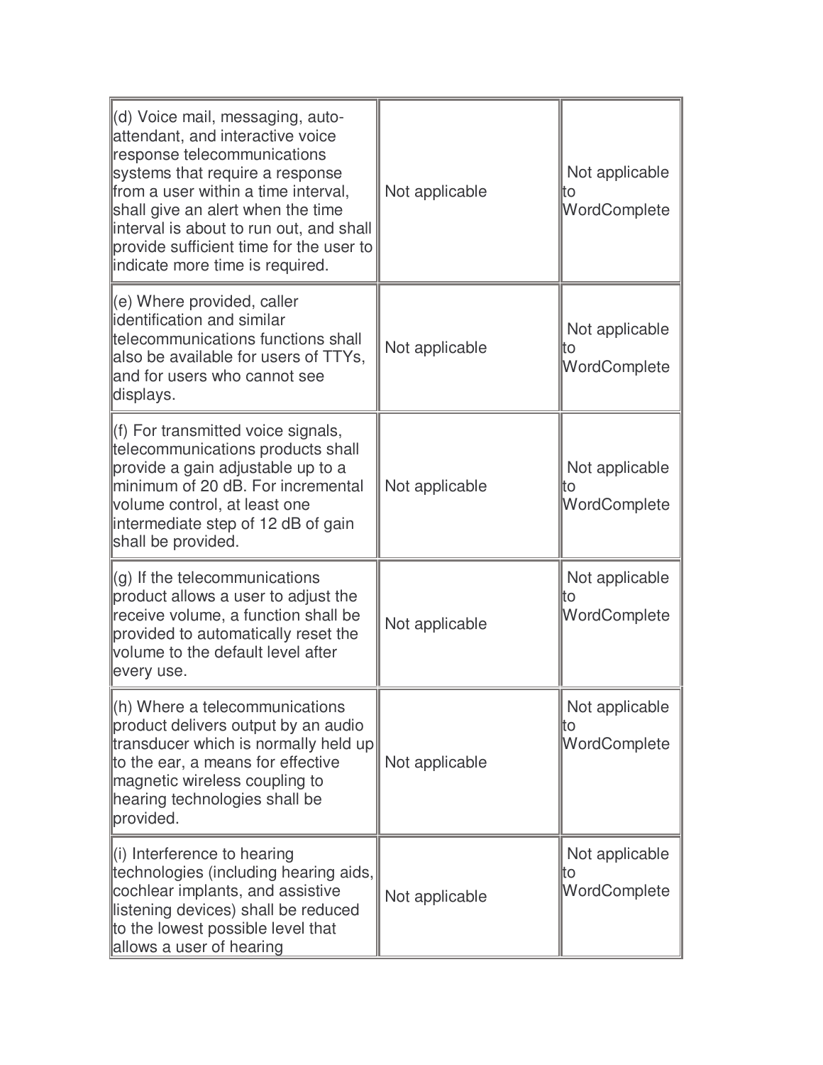| | | |
|---|---|---|
| (d) Voice mail, messaging, auto-attendant, and interactive voice response telecommunications systems that require a response from a user within a time interval, shall give an alert when the time interval is about to run out, and shall provide sufficient time for the user to indicate more time is required. | Not applicable | Not applicable to WordComplete |
| (e) Where provided, caller identification and similar telecommunications functions shall also be available for users of TTYs, and for users who cannot see displays. | Not applicable | Not applicable to WordComplete |
| (f) For transmitted voice signals, telecommunications products shall provide a gain adjustable up to a minimum of 20 dB. For incremental volume control, at least one intermediate step of 12 dB of gain shall be provided. | Not applicable | Not applicable to WordComplete |
| (g) If the telecommunications product allows a user to adjust the receive volume, a function shall be provided to automatically reset the volume to the default level after every use. | Not applicable | Not applicable to WordComplete |
| (h) Where a telecommunications product delivers output by an audio transducer which is normally held up to the ear, a means for effective magnetic wireless coupling to hearing technologies shall be provided. | Not applicable | Not applicable to WordComplete |
| (i) Interference to hearing technologies (including hearing aids, cochlear implants, and assistive listening devices) shall be reduced to the lowest possible level that allows a user of hearing | Not applicable | Not applicable to WordComplete |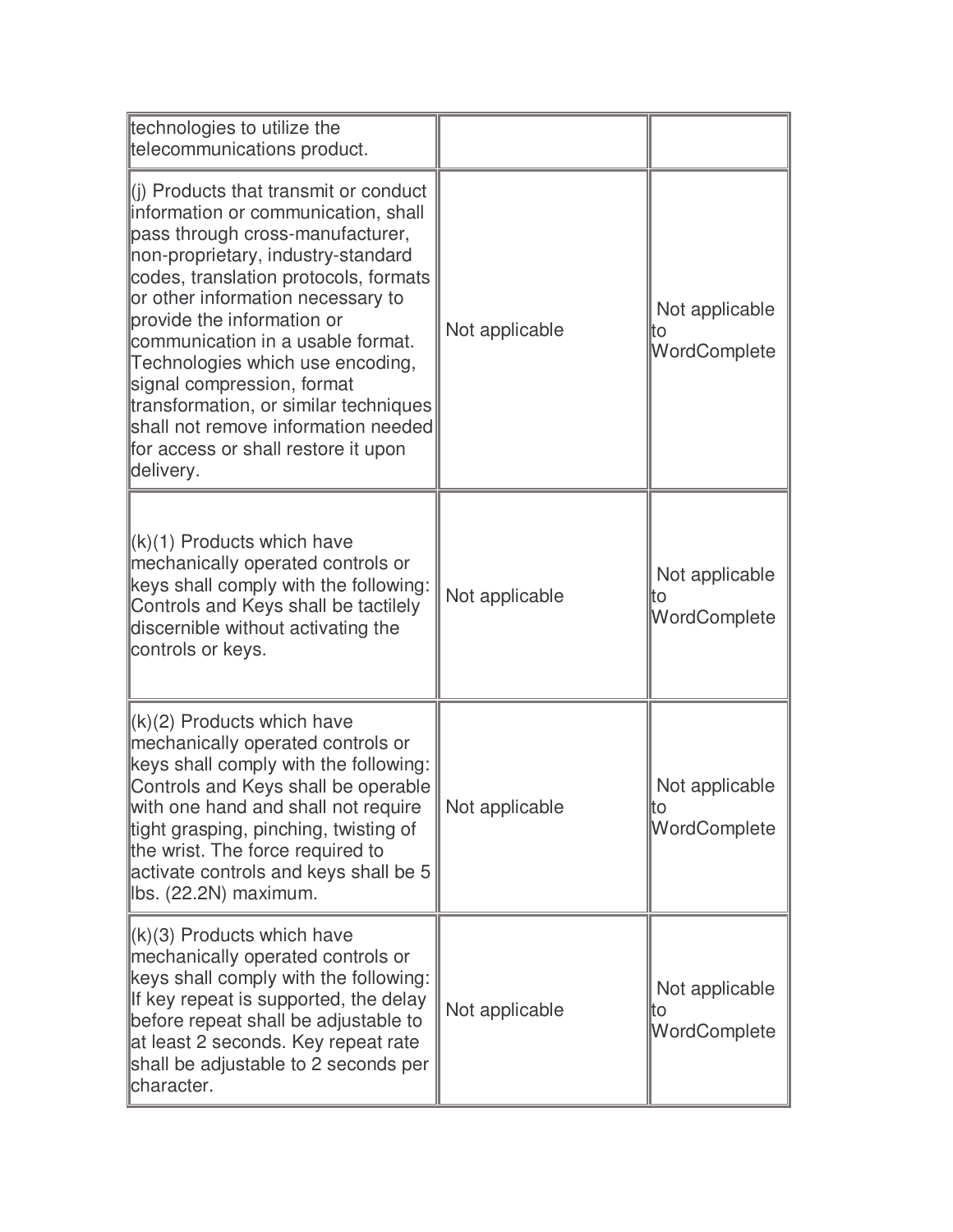| | | |
|---|---|---|
| technologies to utilize the telecommunications product. | | |
| (j) Products that transmit or conduct information or communication, shall pass through cross-manufacturer, non-proprietary, industry-standard codes, translation protocols, formats or other information necessary to provide the information or communication in a usable format. Technologies which use encoding, signal compression, format transformation, or similar techniques shall not remove information needed for access or shall restore it upon delivery. | Not applicable | Not applicable to WordComplete |
| (k)(1) Products which have mechanically operated controls or keys shall comply with the following: Controls and Keys shall be tactilely discernible without activating the controls or keys. | Not applicable | Not applicable to WordComplete |
| (k)(2) Products which have mechanically operated controls or keys shall comply with the following: Controls and Keys shall be operable with one hand and shall not require tight grasping, pinching, twisting of the wrist. The force required to activate controls and keys shall be 5 lbs. (22.2N) maximum. | Not applicable | Not applicable to WordComplete |
| (k)(3) Products which have mechanically operated controls or keys shall comply with the following: If key repeat is supported, the delay before repeat shall be adjustable to at least 2 seconds. Key repeat rate shall be adjustable to 2 seconds per character. | Not applicable | Not applicable to WordComplete |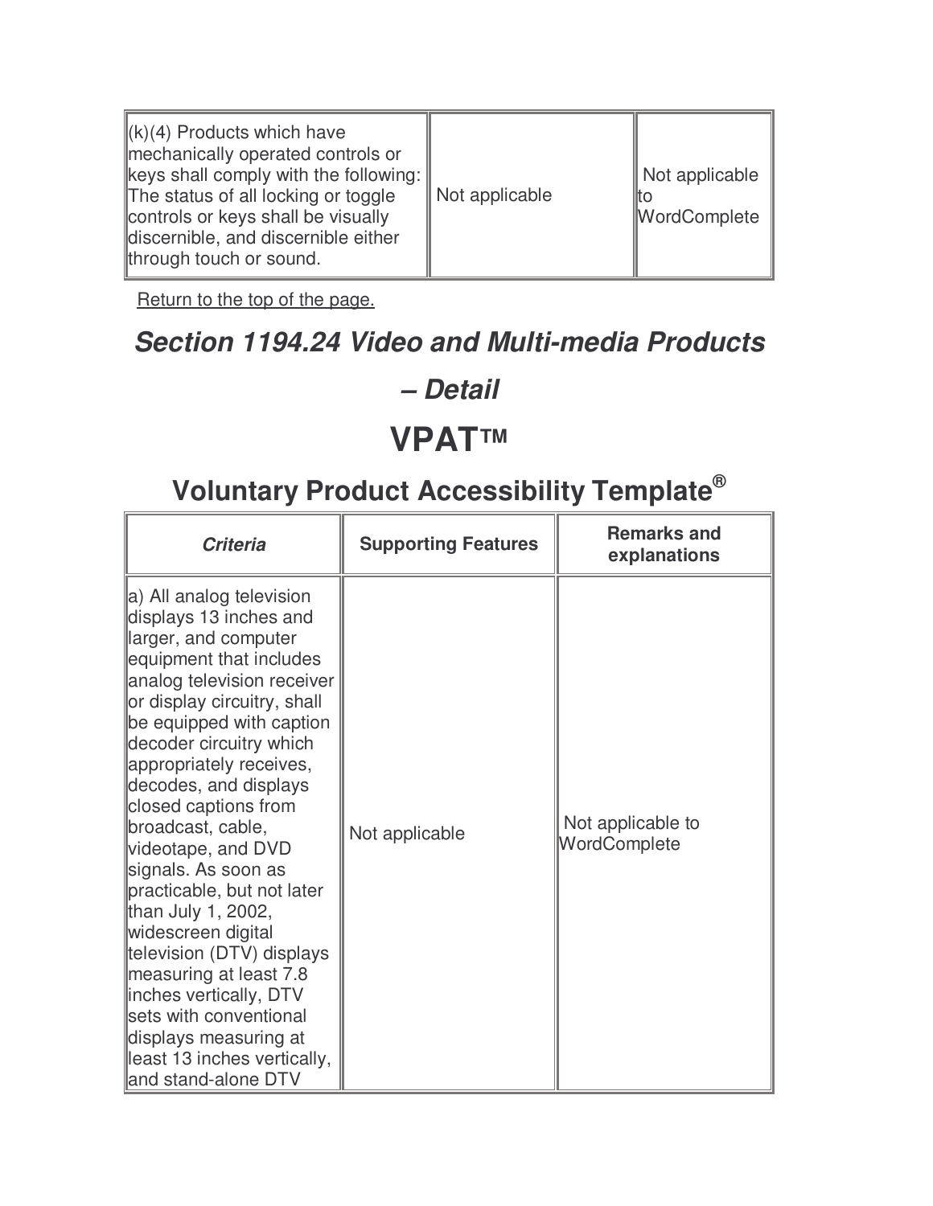| (k)(4) Products which have mechanically operated controls or keys shall comply with the following: The status of all locking or toggle controls or keys shall be visually discernible, and discernible either through touch or sound. | Not applicable | Not applicable to WordComplete |
|---|---|---|

Return to the top of the page.

## *Section 1194.24 Video and Multi-media Products – Detail*

# VPAT™

## Voluntary Product Accessibility Template®

| *Criteria* | **Supporting Features** | **Remarks and explanations** |
|---|---|---|
| a) All analog television displays 13 inches and larger, and computer equipment that includes analog television receiver or display circuitry, shall be equipped with caption decoder circuitry which appropriately receives, decodes, and displays closed captions from broadcast, cable, videotape, and DVD signals. As soon as practicable, but not later than July 1, 2002, widescreen digital television (DTV) displays measuring at least 7.8 inches vertically, DTV sets with conventional displays measuring at least 13 inches vertically, and stand-alone DTV | Not applicable | Not applicable to WordComplete |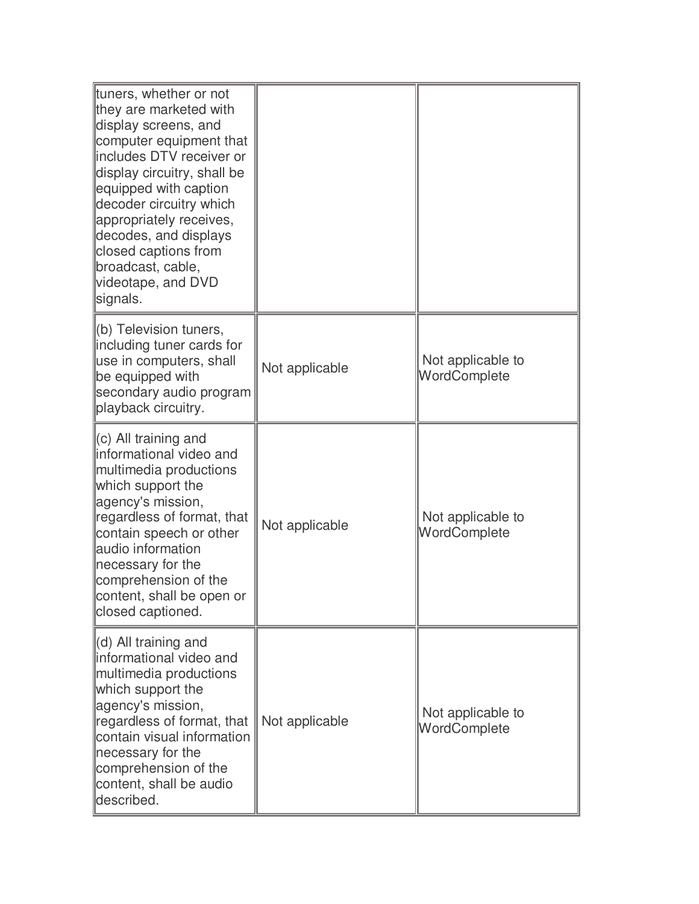| | | |
|---|---|---|
| tuners, whether or not they are marketed with display screens, and computer equipment that includes DTV receiver or display circuitry, shall be equipped with caption decoder circuitry which appropriately receives, decodes, and displays closed captions from broadcast, cable, videotape, and DVD signals. | | |
| (b) Television tuners, including tuner cards for use in computers, shall be equipped with secondary audio program playback circuitry. | Not applicable | Not applicable to WordComplete |
| (c) All training and informational video and multimedia productions which support the agency's mission, regardless of format, that contain speech or other audio information necessary for the comprehension of the content, shall be open or closed captioned. | Not applicable | Not applicable to WordComplete |
| (d) All training and informational video and multimedia productions which support the agency's mission, regardless of format, that contain visual information necessary for the comprehension of the content, shall be audio described. | Not applicable | Not applicable to WordComplete |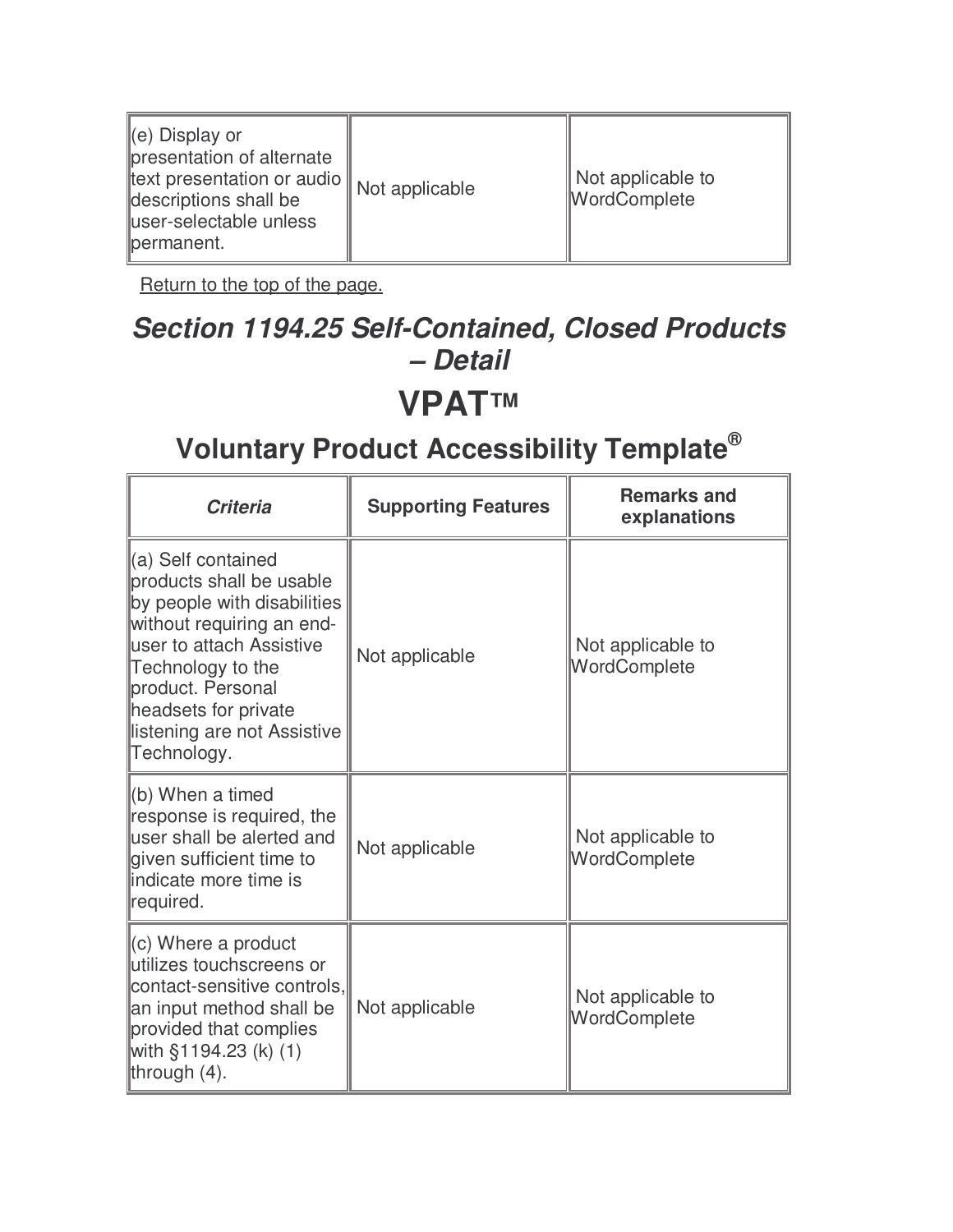| (e) Display or presentation of alternate text presentation or audio descriptions shall be user-selectable unless permanent. | Not applicable | Not applicable to WordComplete |
|---|---|---|

Return to the top of the page.

## *Section 1194.25 Self-Contained, Closed Products – Detail*

# VPAT™

## Voluntary Product Accessibility Template®

| *Criteria* | Supporting Features | Remarks and explanations |
|---|---|---|
| (a) Self contained products shall be usable by people with disabilities without requiring an end-user to attach Assistive Technology to the product. Personal headsets for private listening are not Assistive Technology. | Not applicable | Not applicable to WordComplete |
| (b) When a timed response is required, the user shall be alerted and given sufficient time to indicate more time is required. | Not applicable | Not applicable to WordComplete |
| (c) Where a product utilizes touchscreens or contact-sensitive controls, an input method shall be provided that complies with §1194.23 (k) (1) through (4). | Not applicable | Not applicable to WordComplete |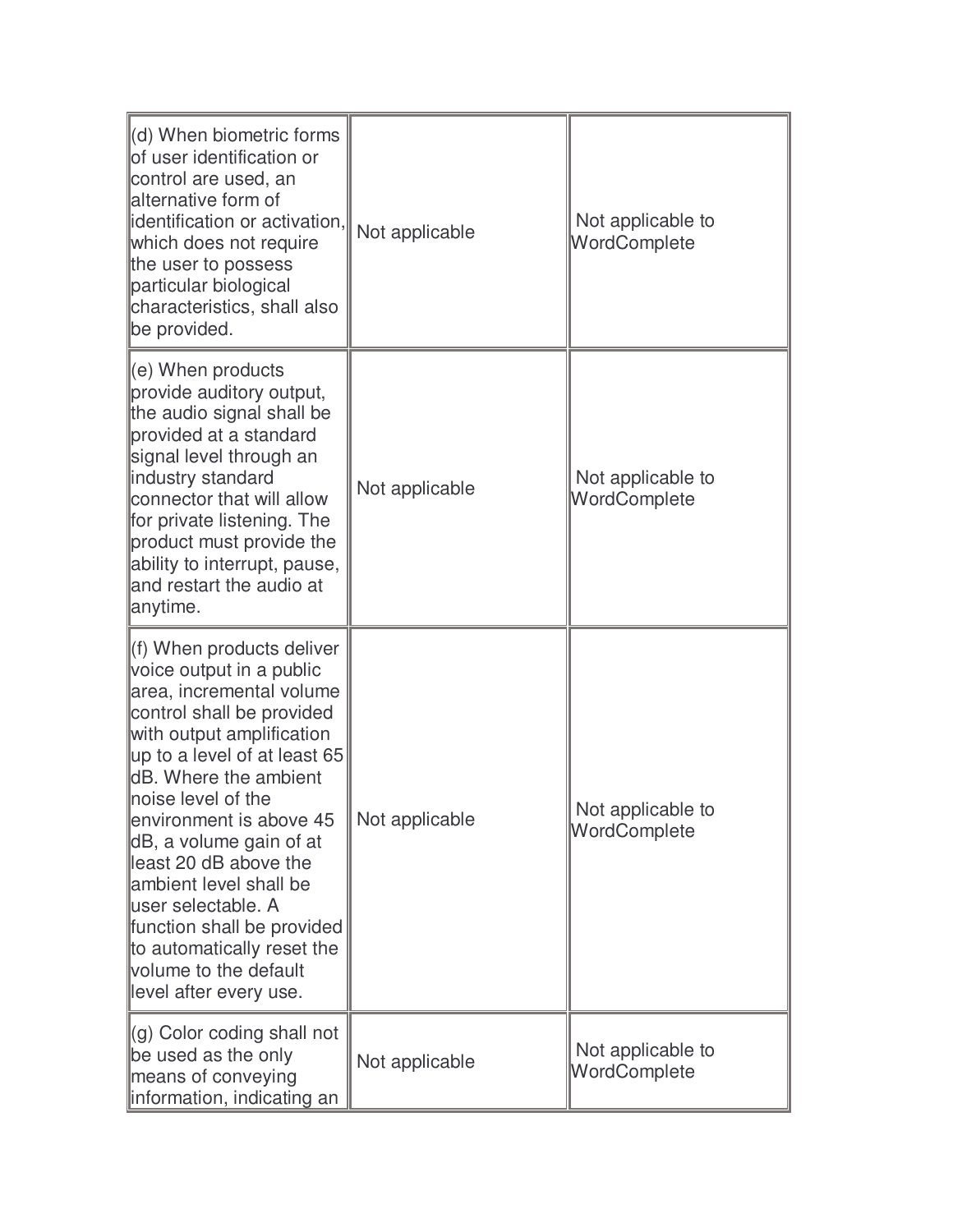| | | |
|---|---|---|
| (d) When biometric forms of user identification or control are used, an alternative form of identification or activation, which does not require the user to possess particular biological characteristics, shall also be provided. | Not applicable | Not applicable to WordComplete |
| (e) When products provide auditory output, the audio signal shall be provided at a standard signal level through an industry standard connector that will allow for private listening. The product must provide the ability to interrupt, pause, and restart the audio at anytime. | Not applicable | Not applicable to WordComplete |
| (f) When products deliver voice output in a public area, incremental volume control shall be provided with output amplification up to a level of at least 65 dB. Where the ambient noise level of the environment is above 45 dB, a volume gain of at least 20 dB above the ambient level shall be user selectable. A function shall be provided to automatically reset the volume to the default level after every use. | Not applicable | Not applicable to WordComplete |
| (g) Color coding shall not be used as the only means of conveying information, indicating an | Not applicable | Not applicable to WordComplete |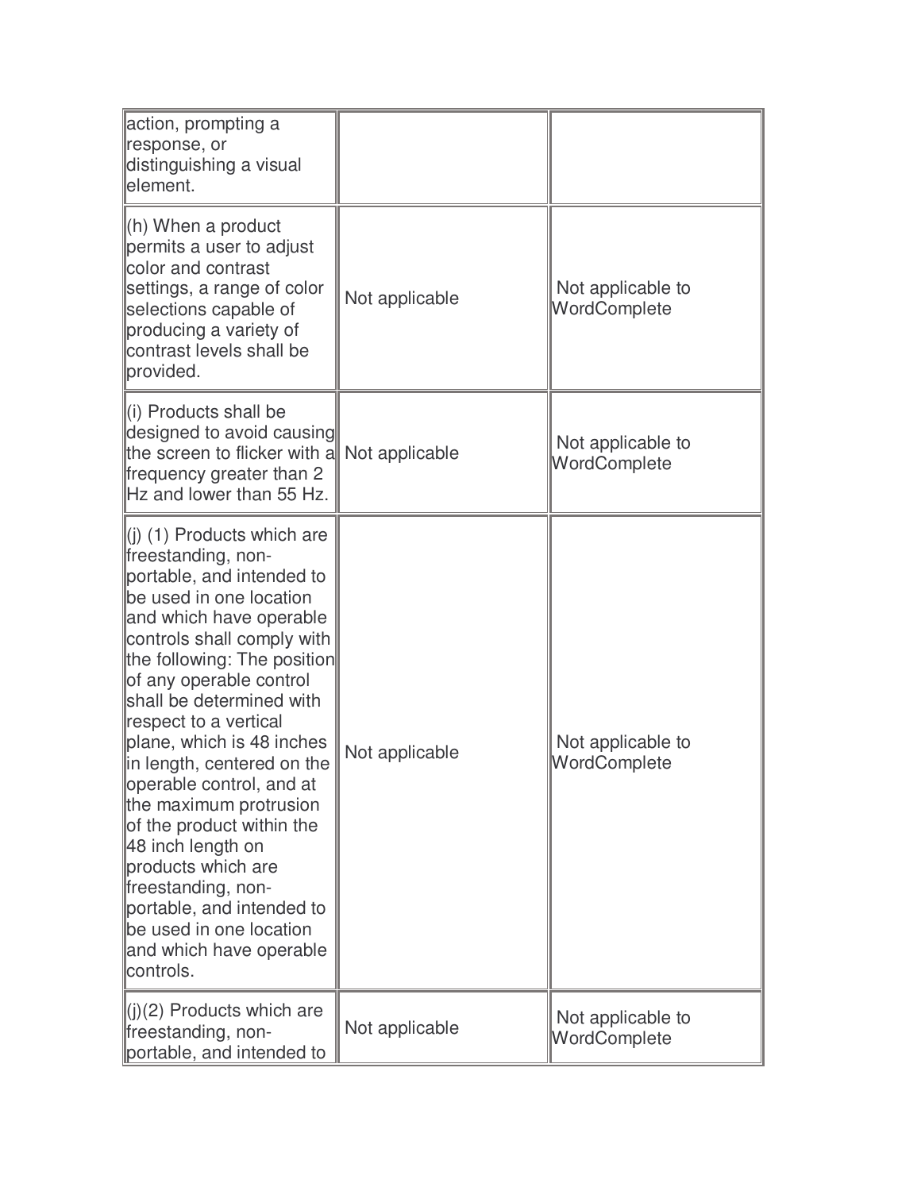| | | |
|---|---|---|
| action, prompting a response, or distinguishing a visual element. | | |
| (h) When a product permits a user to adjust color and contrast settings, a range of color selections capable of producing a variety of contrast levels shall be provided. | Not applicable | Not applicable to WordComplete |
| (i) Products shall be designed to avoid causing the screen to flicker with a frequency greater than 2 Hz and lower than 55 Hz. | Not applicable | Not applicable to WordComplete |
| (j) (1) Products which are freestanding, non-portable, and intended to be used in one location and which have operable controls shall comply with the following: The position of any operable control shall be determined with respect to a vertical plane, which is 48 inches in length, centered on the operable control, and at the maximum protrusion of the product within the 48 inch length on products which are freestanding, non-portable, and intended to be used in one location and which have operable controls. | Not applicable | Not applicable to WordComplete |
| (j)(2) Products which are freestanding, non-portable, and intended to | Not applicable | Not applicable to WordComplete |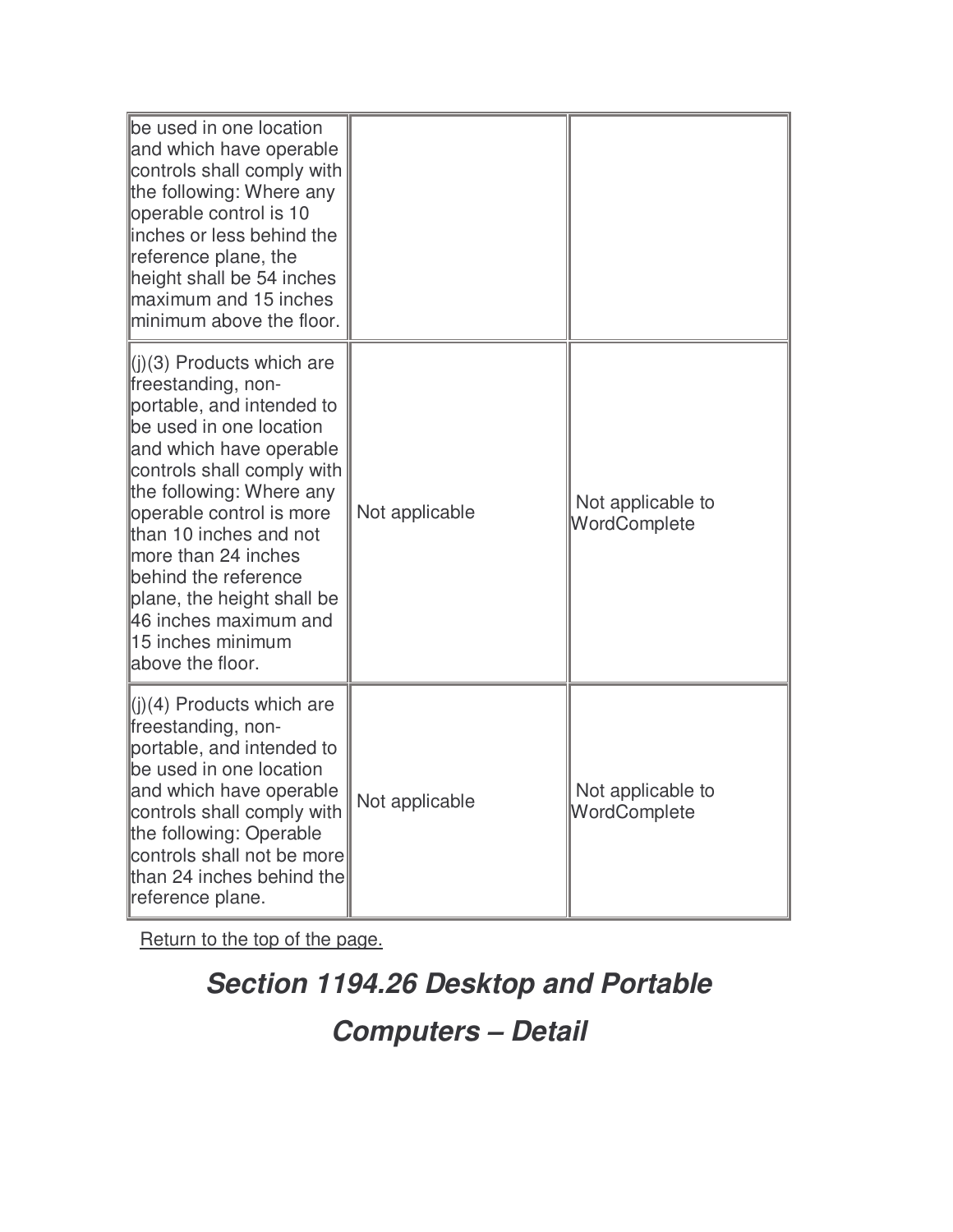| | | |
|---|---|---|
| be used in one location and which have operable controls shall comply with the following: Where any operable control is 10 inches or less behind the reference plane, the height shall be 54 inches maximum and 15 inches minimum above the floor. | | |
| (j)(3) Products which are freestanding, non-portable, and intended to be used in one location and which have operable controls shall comply with the following: Where any operable control is more than 10 inches and not more than 24 inches behind the reference plane, the height shall be 46 inches maximum and 15 inches minimum above the floor. | Not applicable | Not applicable to WordComplete |
| (j)(4) Products which are freestanding, non-portable, and intended to be used in one location and which have operable controls shall comply with the following: Operable controls shall not be more than 24 inches behind the reference plane. | Not applicable | Not applicable to WordComplete |

Return to the top of the page.

## *Section 1194.26 Desktop and Portable Computers – Detail*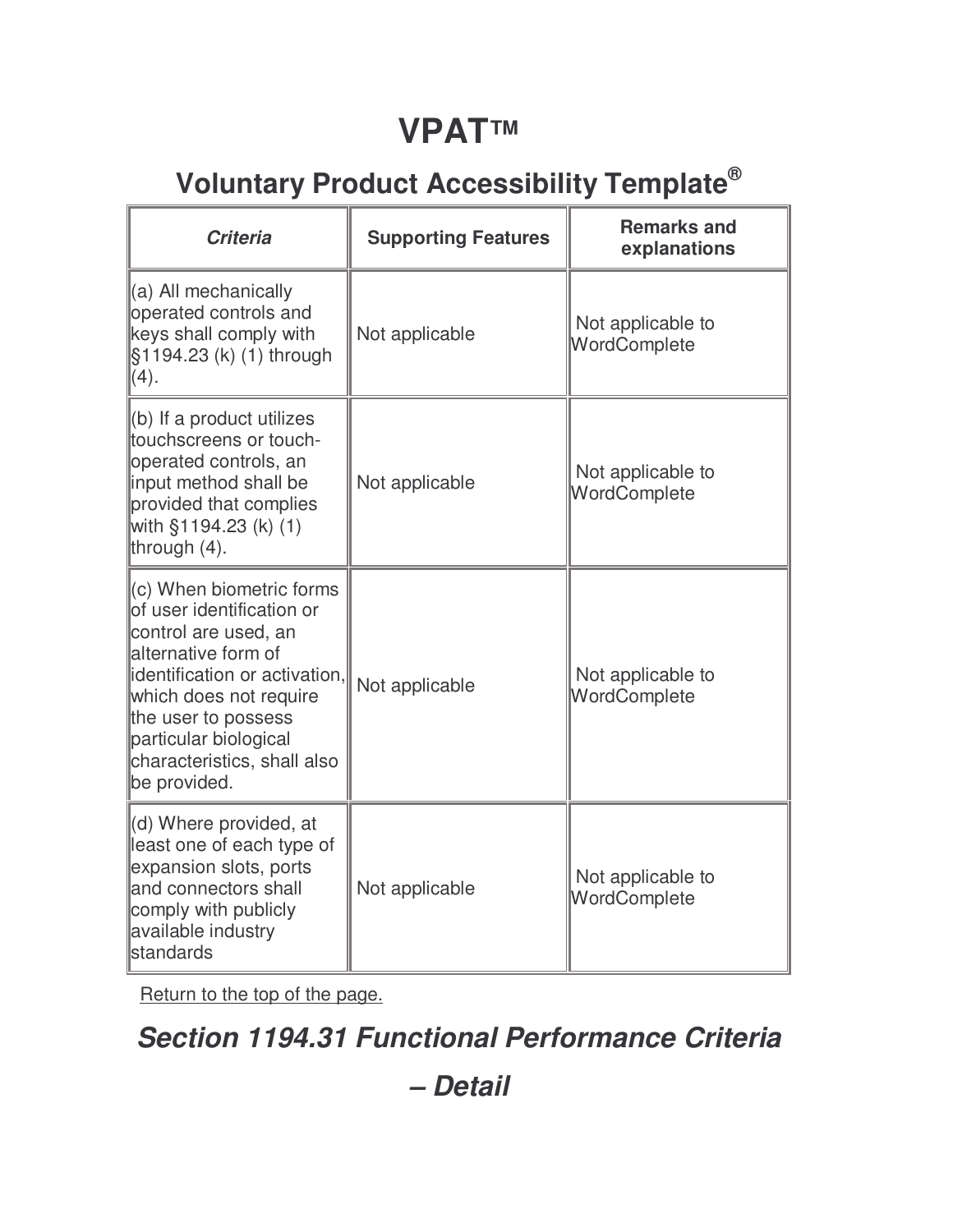# VPAT™

## Voluntary Product Accessibility Template®

| *Criteria* | **Supporting Features** | **Remarks and explanations** |
|---|---|---|
| (a) All mechanically operated controls and keys shall comply with §1194.23 (k) (1) through (4). | Not applicable | Not applicable to WordComplete |
| (b) If a product utilizes touchscreens or touch-operated controls, an input method shall be provided that complies with §1194.23 (k) (1) through (4). | Not applicable | Not applicable to WordComplete |
| (c) When biometric forms of user identification or control are used, an alternative form of identification or activation, which does not require the user to possess particular biological characteristics, shall also be provided. | Not applicable | Not applicable to WordComplete |
| (d) Where provided, at least one of each type of expansion slots, ports and connectors shall comply with publicly available industry standards | Not applicable | Not applicable to WordComplete |

Return to the top of the page.

## *Section 1194.31 Functional Performance Criteria – Detail*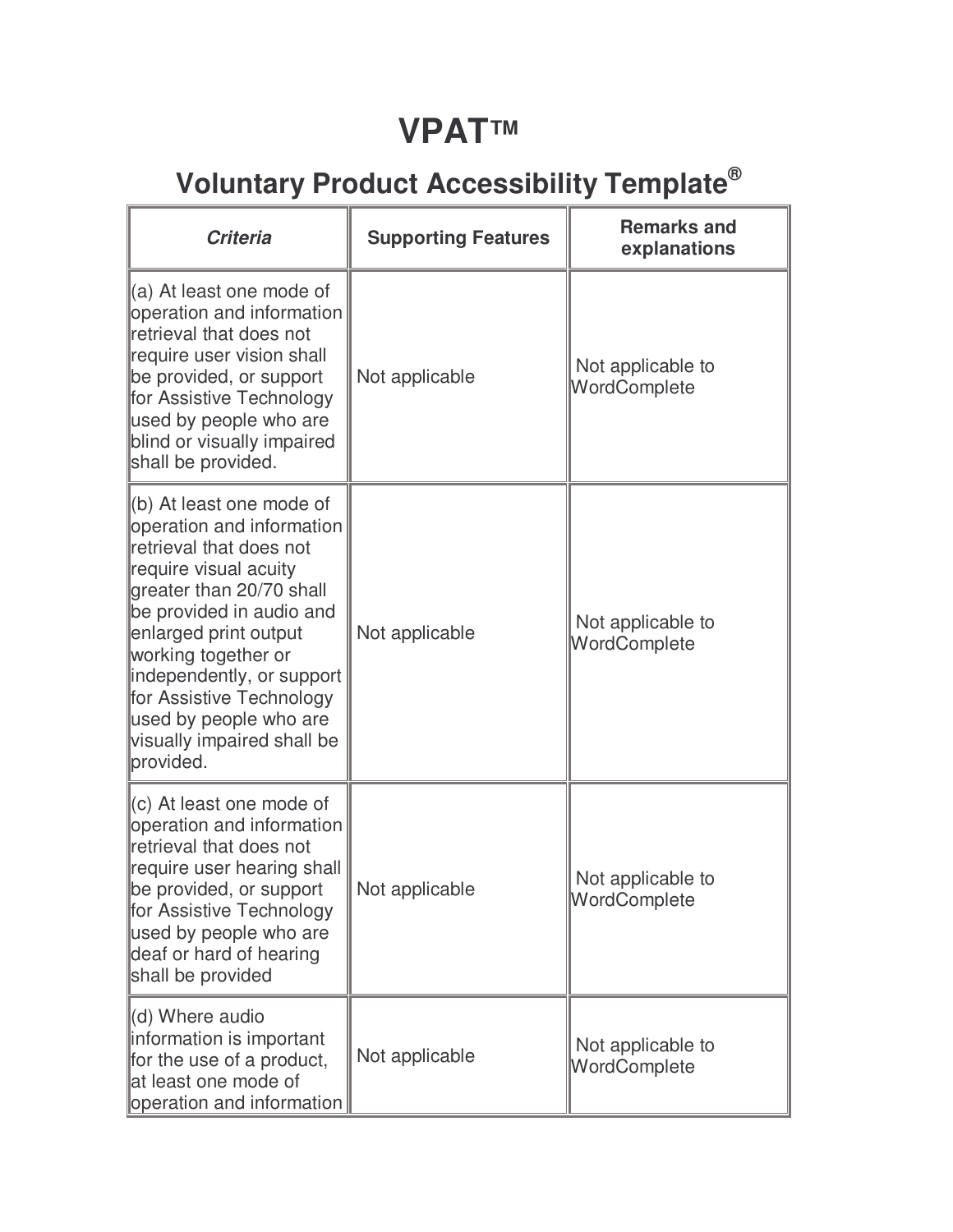# VPAT™

## Voluntary Product Accessibility Template®

| *Criteria* | **Supporting Features** | **Remarks and explanations** |
|---|---|---|
| (a) At least one mode of operation and information retrieval that does not require user vision shall be provided, or support for Assistive Technology used by people who are blind or visually impaired shall be provided. | Not applicable | Not applicable to WordComplete |
| (b) At least one mode of operation and information retrieval that does not require visual acuity greater than 20/70 shall be provided in audio and enlarged print output working together or independently, or support for Assistive Technology used by people who are visually impaired shall be provided. | Not applicable | Not applicable to WordComplete |
| (c) At least one mode of operation and information retrieval that does not require user hearing shall be provided, or support for Assistive Technology used by people who are deaf or hard of hearing shall be provided | Not applicable | Not applicable to WordComplete |
| (d) Where audio information is important for the use of a product, at least one mode of operation and information | Not applicable | Not applicable to WordComplete |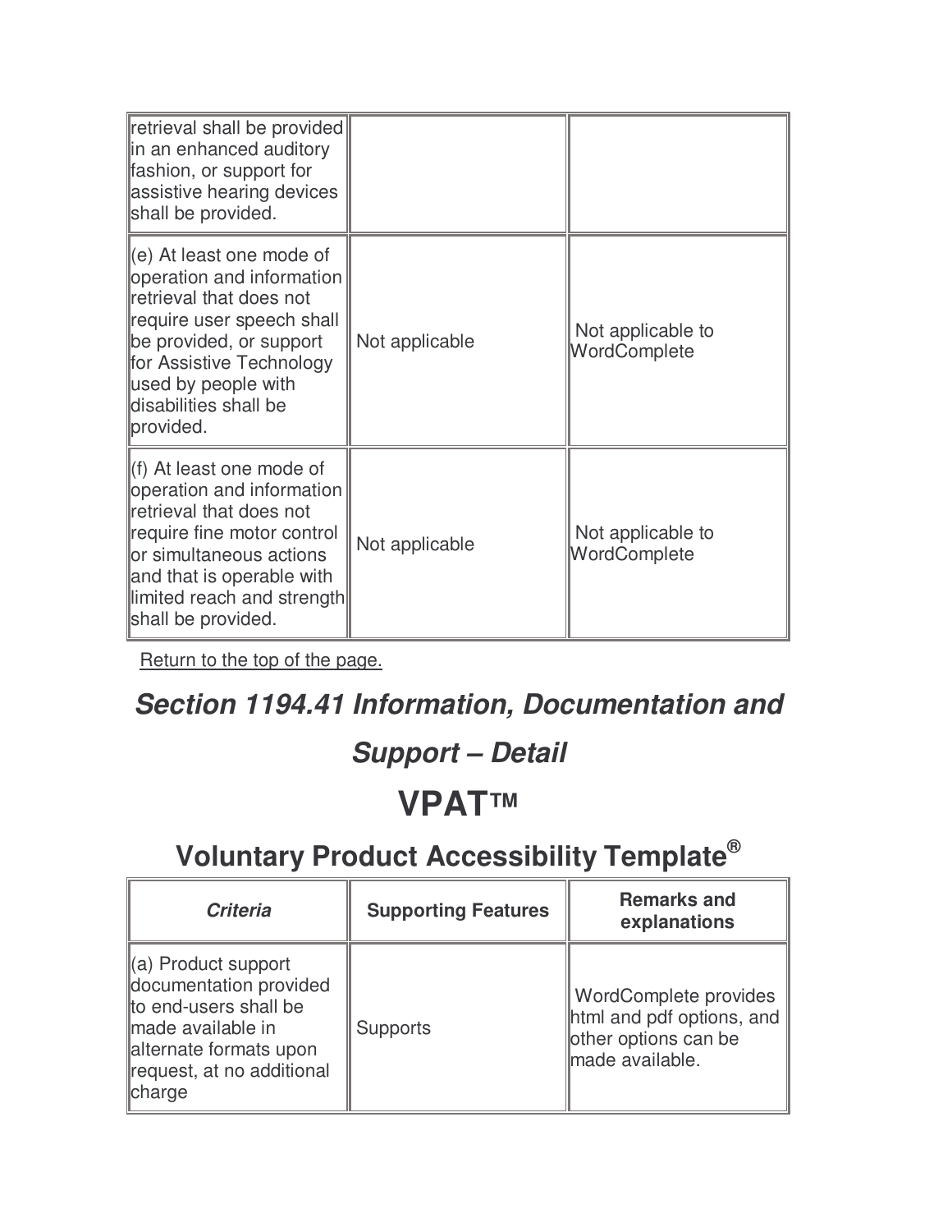| | | |
|---|---|---|
| retrieval shall be provided in an enhanced auditory fashion, or support for assistive hearing devices shall be provided. | | |
| (e) At least one mode of operation and information retrieval that does not require user speech shall be provided, or support for Assistive Technology used by people with disabilities shall be provided. | Not applicable | Not applicable to WordComplete |
| (f) At least one mode of operation and information retrieval that does not require fine motor control or simultaneous actions and that is operable with limited reach and strength shall be provided. | Not applicable | Not applicable to WordComplete |

Return to the top of the page.

## *Section 1194.41 Information, Documentation and Support – Detail*

# VPAT™

## Voluntary Product Accessibility Template®

| *Criteria* | Supporting Features | Remarks and explanations |
|---|---|---|
| (a) Product support documentation provided to end-users shall be made available in alternate formats upon request, at no additional charge | Supports | WordComplete provides html and pdf options, and other options can be made available. |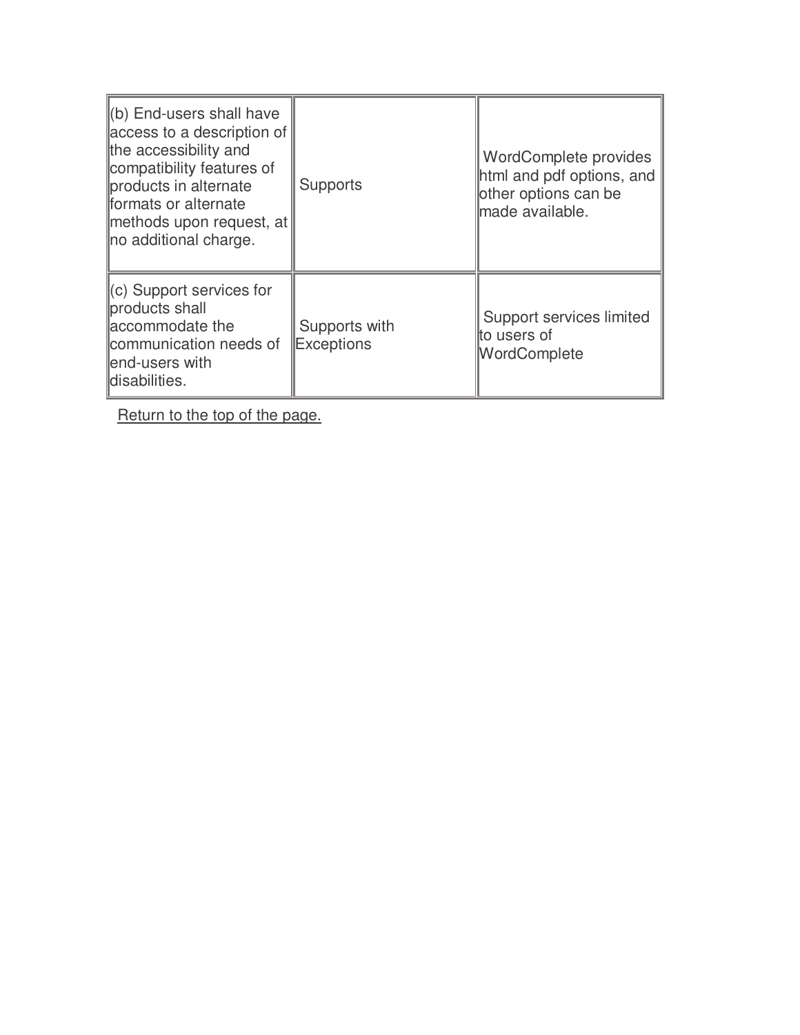| | | |
|---|---|---|
| (b) End-users shall have access to a description of the accessibility and compatibility features of products in alternate formats or alternate methods upon request, at no additional charge. | Supports | WordComplete provides html and pdf options, and other options can be made available. |
| (c) Support services for products shall accommodate the communication needs of end-users with disabilities. | Supports with Exceptions | Support services limited to users of WordComplete |

Return to the top of the page.